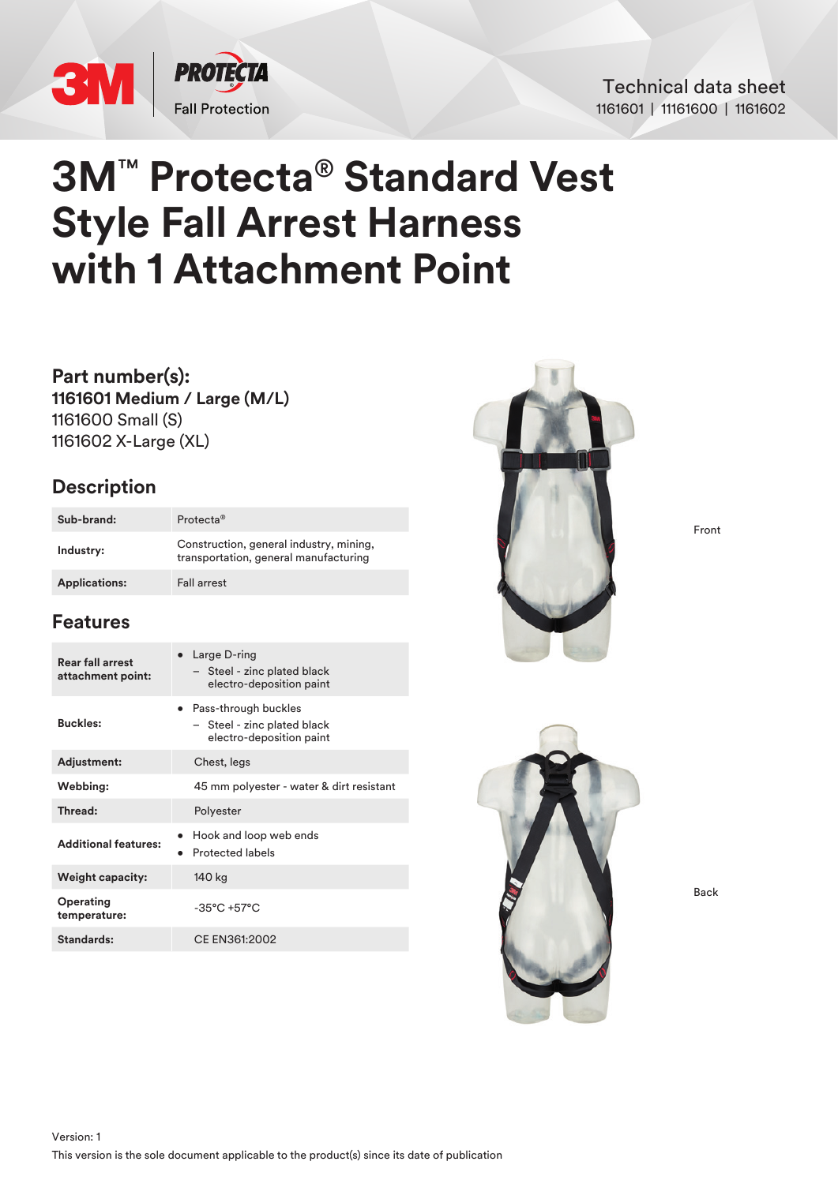Technical data sheet
1161601 | 11161600 | 1161602

# 3M™ Protecta® Standard Vest Style Fall Arrest Harness with 1 Attachment Point

## Part number(s):

**1161601 Medium / Large (M/L)**
1161600 Small (S)
1161602 X-Large (XL)

## Description

| | |
|---|---|
| **Sub-brand:** | Protecta® |
| **Industry:** | Construction, general industry, mining, transportation, general manufacturing |
| **Applications:** | Fall arrest |

## Features

| | |
|---|---|
| **Rear fall arrest attachment point:** | • Large D-ring<br>– Steel - zinc plated black electro-deposition paint |
| **Buckles:** | • Pass-through buckles<br>– Steel - zinc plated black electro-deposition paint |
| **Adjustment:** | Chest, legs |
| **Webbing:** | 45 mm polyester - water & dirt resistant |
| **Thread:** | Polyester |
| **Additional features:** | • Hook and loop web ends<br>• Protected labels |
| **Weight capacity:** | 140 kg |
| **Operating temperature:** | -35°C +57°C |
| **Standards:** | CE EN361:2002 |

Front

Back

Version: 1
This version is the sole document applicable to the product(s) since its date of publication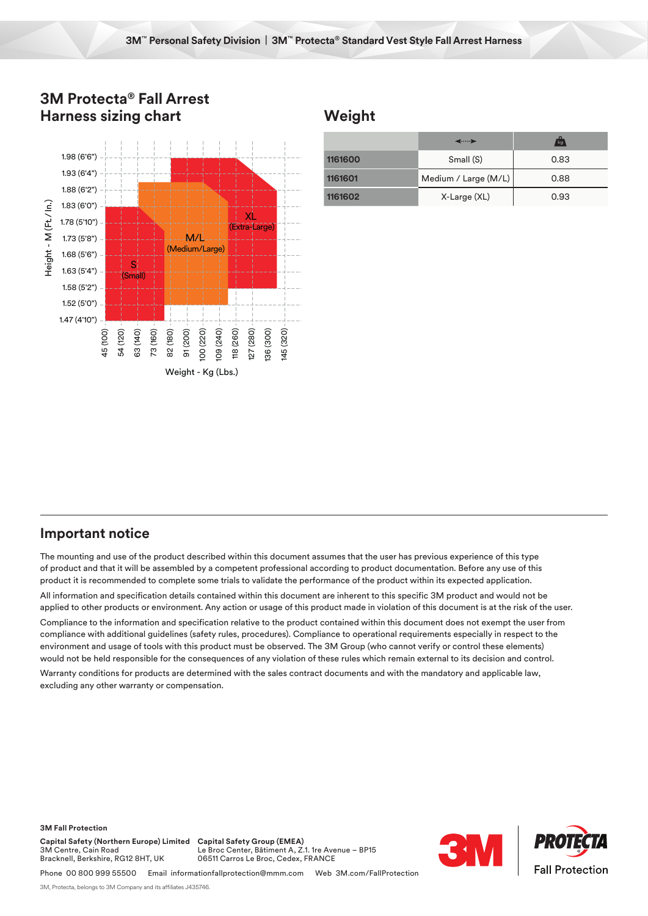## 3M Protecta® Fall Arrest Harness sizing chart

Height - M (Ft./In.)

1.98 (6'6")
1.93 (6'4")
1.88 (6'2")
1.83 (6'0")
1.78 (5'10")
1.73 (5'8")
1.68 (5'6")
1.63 (5'4")
1.58 (5'2")
1.52 (5'0")
1.47 (4'10")

S (Small)
M/L (Medium/Large)
XL (Extra-Large)

45 (100) 54 (120) 63 (140) 73 (160) 82 (180) 91 (200) 100 (220) 109 (240) 118 (260) 127 (280) 136 (300) 145 (320)

Weight - Kg (Lbs.)

## Weight

| | | kg |
|---|---|---|
| 1161600 | Small (S) | 0.83 |
| 1161601 | Medium / Large (M/L) | 0.88 |
| 1161602 | X-Large (XL) | 0.93 |

## Important notice

The mounting and use of the product described within this document assumes that the user has previous experience of this type of product and that it will be assembled by a competent professional according to product documentation. Before any use of this product it is recommended to complete some trials to validate the performance of the product within its expected application.

All information and specification details contained within this document are inherent to this specific 3M product and would not be applied to other products or environment. Any action or usage of this product made in violation of this document is at the risk of the user.

Compliance to the information and specification relative to the product contained within this document does not exempt the user from compliance with additional guidelines (safety rules, procedures). Compliance to operational requirements especially in respect to the environment and usage of tools with this product must be observed. The 3M Group (who cannot verify or control these elements) would not be held responsible for the consequences of any violation of these rules which remain external to its decision and control.

Warranty conditions for products are determined with the sales contract documents and with the mandatory and applicable law, excluding any other warranty or compensation.

**3M Fall Protection**

**Capital Safety (Northern Europe) Limited**
3M Centre, Cain Road
Bracknell, Berkshire, RG12 8HT, UK

**Capital Safety Group (EMEA)**
Le Broc Center, Bâtiment A, Z.1. 1re Avenue – BP15
06511 Carros Le Broc, Cedex, FRANCE

Phone 00 800 999 55500 Email informationfallprotection@mmm.com Web 3M.com/FallProtection

3M, Protecta, belongs to 3M Company and its affiliates J435746.

3M PROTECTA Fall Protection